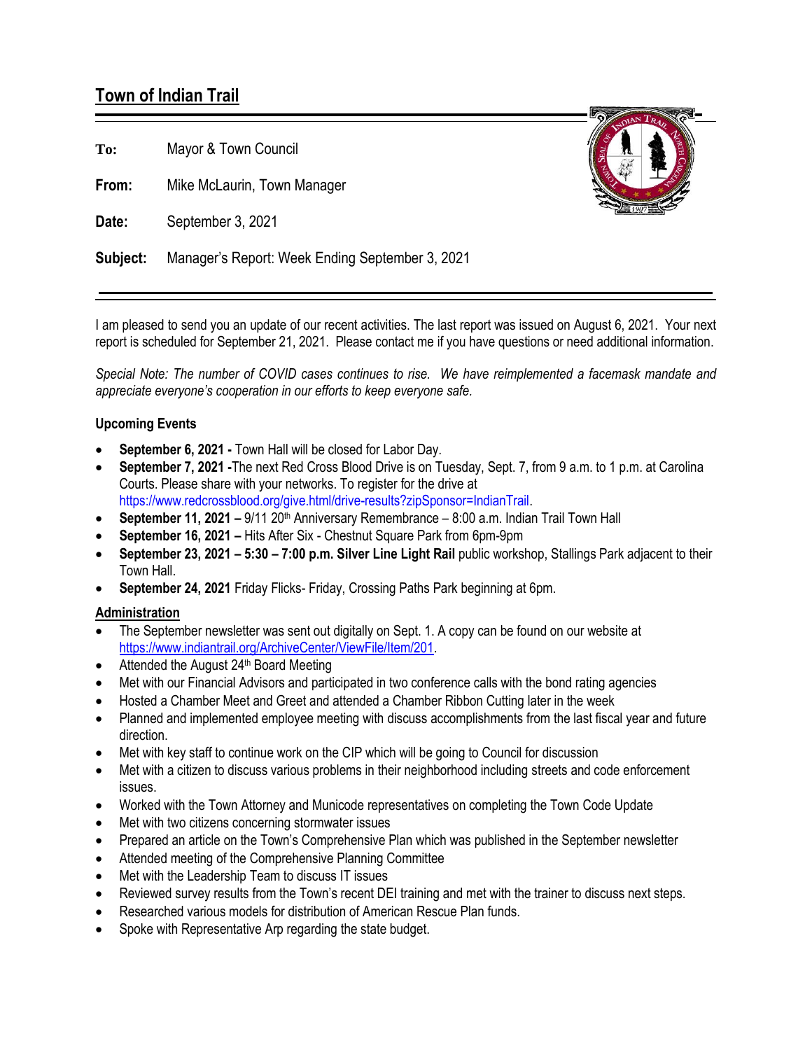# Town of Indian Trail

**To:** Mayor & Town Council

**From:** Mike McLaurin, Town Manager

**Date:** September 3, 2021

**Subject:** Manager's Report: Week Ending September 3, 2021

---

I am pleased to send you an update of our recent activities. The last report was issued on August 6, 2021. Your next report is scheduled for September 21, 2021. Please contact me if you have questions or need additional information.

*Special Note: The number of COVID cases continues to rise. We have reimplemented a facemask mandate and appreciate everyone's cooperation in our efforts to keep everyone safe.*

**Upcoming Events**

- **September 6, 2021 -** Town Hall will be closed for Labor Day.
- **September 7, 2021 -**The next Red Cross Blood Drive is on Tuesday, Sept. 7, from 9 a.m. to 1 p.m. at Carolina Courts. Please share with your networks. To register for the drive at https://www.redcrossblood.org/give.html/drive-results?zipSponsor=IndianTrail.
- **September 11, 2021 –** 9/11 20th Anniversary Remembrance – 8:00 a.m. Indian Trail Town Hall
- **September 16, 2021 –** Hits After Six - Chestnut Square Park from 6pm-9pm
- **September 23, 2021 – 5:30 – 7:00 p.m. Silver Line Light Rail** public workshop, Stallings Park adjacent to their Town Hall.
- **September 24, 2021** Friday Flicks- Friday, Crossing Paths Park beginning at 6pm.

## Administration

- The September newsletter was sent out digitally on Sept. 1. A copy can be found on our website at https://www.indiantrail.org/ArchiveCenter/ViewFile/Item/201.
- Attended the August 24th Board Meeting
- Met with our Financial Advisors and participated in two conference calls with the bond rating agencies
- Hosted a Chamber Meet and Greet and attended a Chamber Ribbon Cutting later in the week
- Planned and implemented employee meeting with discuss accomplishments from the last fiscal year and future direction.
- Met with key staff to continue work on the CIP which will be going to Council for discussion
- Met with a citizen to discuss various problems in their neighborhood including streets and code enforcement issues.
- Worked with the Town Attorney and Municode representatives on completing the Town Code Update
- Met with two citizens concerning stormwater issues
- Prepared an article on the Town's Comprehensive Plan which was published in the September newsletter
- Attended meeting of the Comprehensive Planning Committee
- Met with the Leadership Team to discuss IT issues
- Reviewed survey results from the Town's recent DEI training and met with the trainer to discuss next steps.
- Researched various models for distribution of American Rescue Plan funds.
- Spoke with Representative Arp regarding the state budget.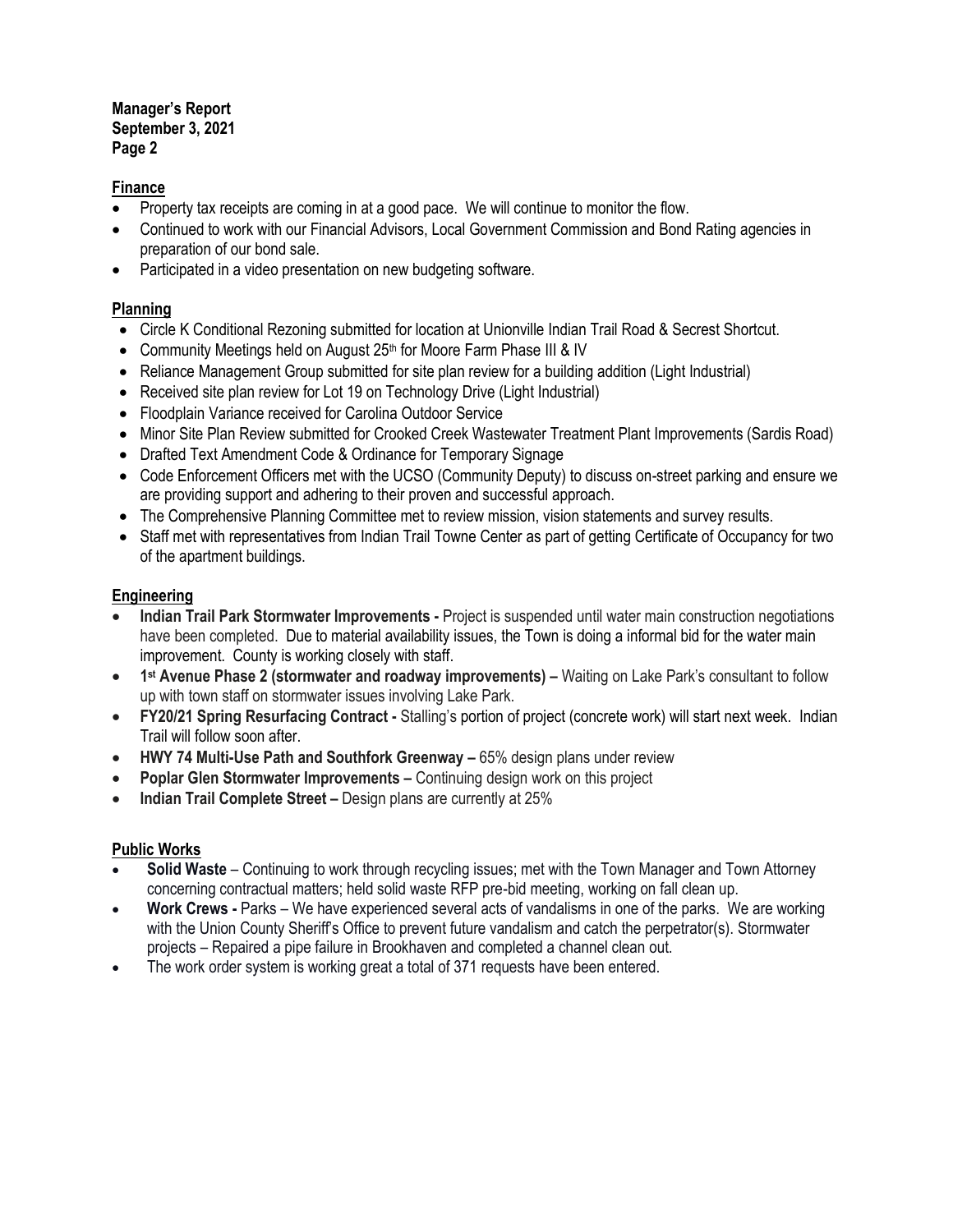**Manager's Report**
**September 3, 2021**

## Finance

- Property tax receipts are coming in at a good pace. We will continue to monitor the flow.
- Continued to work with our Financial Advisors, Local Government Commission and Bond Rating agencies in preparation of our bond sale.
- Participated in a video presentation on new budgeting software.

## Planning

- Circle K Conditional Rezoning submitted for location at Unionville Indian Trail Road & Secrest Shortcut.
- Community Meetings held on August 25th for Moore Farm Phase III & IV
- Reliance Management Group submitted for site plan review for a building addition (Light Industrial)
- Received site plan review for Lot 19 on Technology Drive (Light Industrial)
- Floodplain Variance received for Carolina Outdoor Service
- Minor Site Plan Review submitted for Crooked Creek Wastewater Treatment Plant Improvements (Sardis Road)
- Drafted Text Amendment Code & Ordinance for Temporary Signage
- Code Enforcement Officers met with the UCSO (Community Deputy) to discuss on-street parking and ensure we are providing support and adhering to their proven and successful approach.
- The Comprehensive Planning Committee met to review mission, vision statements and survey results.
- Staff met with representatives from Indian Trail Towne Center as part of getting Certificate of Occupancy for two of the apartment buildings.

## Engineering

- **Indian Trail Park Stormwater Improvements -** Project is suspended until water main construction negotiations have been completed. Due to material availability issues, the Town is doing a informal bid for the water main improvement. County is working closely with staff.
- **1st Avenue Phase 2 (stormwater and roadway improvements) –** Waiting on Lake Park's consultant to follow up with town staff on stormwater issues involving Lake Park.
- **FY20/21 Spring Resurfacing Contract -** Stalling's portion of project (concrete work) will start next week. Indian Trail will follow soon after.
- **HWY 74 Multi-Use Path and Southfork Greenway –** 65% design plans under review
- **Poplar Glen Stormwater Improvements –** Continuing design work on this project
- **Indian Trail Complete Street –** Design plans are currently at 25%

## Public Works

- **Solid Waste** – Continuing to work through recycling issues; met with the Town Manager and Town Attorney concerning contractual matters; held solid waste RFP pre-bid meeting, working on fall clean up.
- **Work Crews -** Parks – We have experienced several acts of vandalisms in one of the parks. We are working with the Union County Sheriff's Office to prevent future vandalism and catch the perpetrator(s). Stormwater projects – Repaired a pipe failure in Brookhaven and completed a channel clean out.
- The work order system is working great a total of 371 requests have been entered.